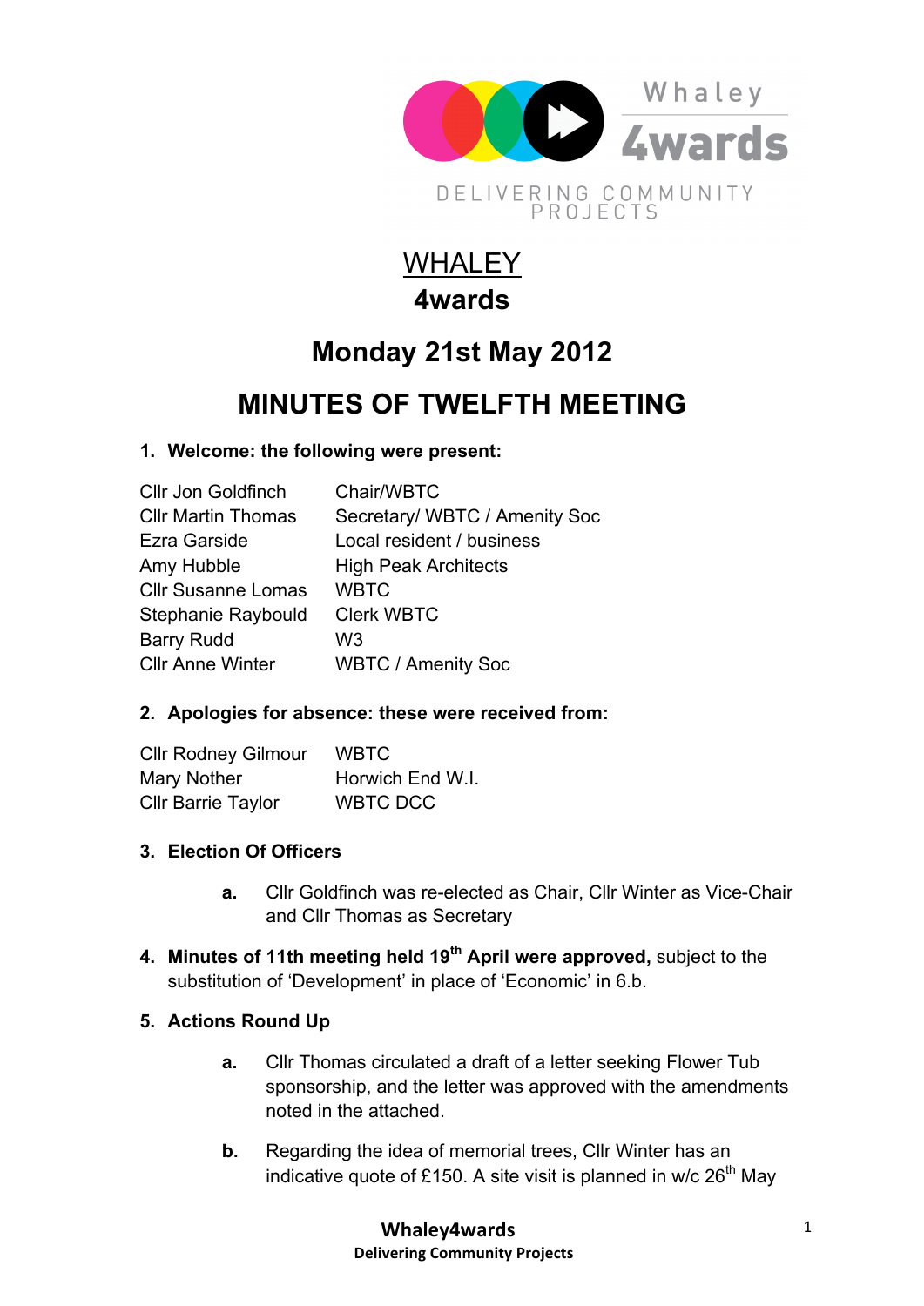Whaley 4wards

DELIVERING COMMUNITY PROJECTS

# WHALEY 4wards

## Monday 21st May 2012

## MINUTES OF TWELFTH MEETING

**1. Welcome: the following were present:**

| | |
|---|---|
| Cllr Jon Goldfinch | Chair/WBTC |
| Cllr Martin Thomas | Secretary/ WBTC / Amenity Soc |
| Ezra Garside | Local resident / business |
| Amy Hubble | High Peak Architects |
| Cllr Susanne Lomas | WBTC |
| Stephanie Raybould | Clerk WBTC |
| Barry Rudd | W3 |
| Cllr Anne Winter | WBTC / Amenity Soc |

**2. Apologies for absence: these were received from:**

| | |
|---|---|
| Cllr Rodney Gilmour | WBTC |
| Mary Nother | Horwich End W.I. |
| Cllr Barrie Taylor | WBTC DCC |

**3. Election Of Officers**

**a.** Cllr Goldfinch was re-elected as Chair, Cllr Winter as Vice-Chair and Cllr Thomas as Secretary

**4. Minutes of 11th meeting held 19th April were approved,** subject to the substitution of 'Development' in place of 'Economic' in 6.b.

**5. Actions Round Up**

**a.** Cllr Thomas circulated a draft of a letter seeking Flower Tub sponsorship, and the letter was approved with the amendments noted in the attached.

**b.** Regarding the idea of memorial trees, Cllr Winter has an indicative quote of £150. A site visit is planned in w/c 26th May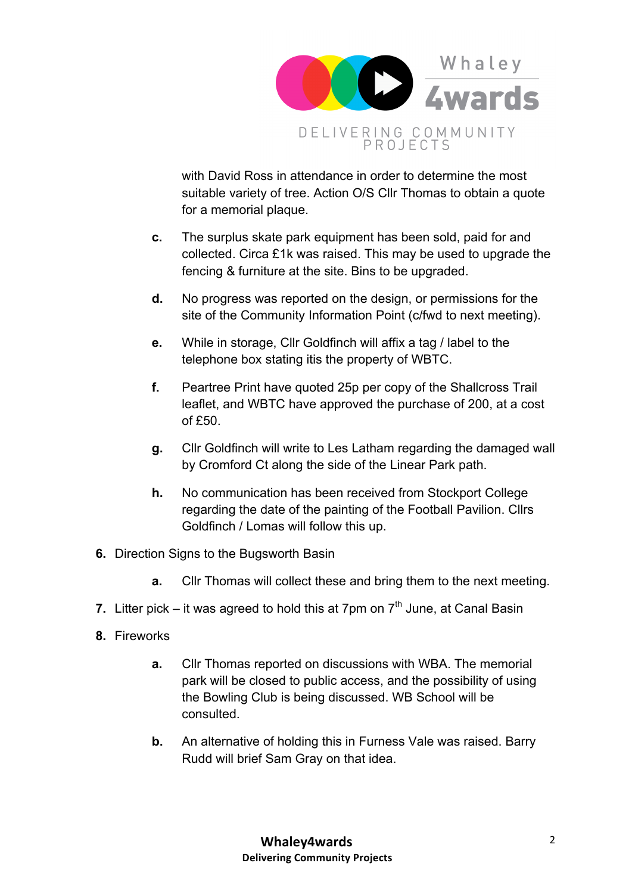with David Ross in attendance in order to determine the most suitable variety of tree. Action O/S Cllr Thomas to obtain a quote for a memorial plaque.

  - **c.** The surplus skate park equipment has been sold, paid for and collected. Circa £1k was raised. This may be used to upgrade the fencing & furniture at the site. Bins to be upgraded.
  - **d.** No progress was reported on the design, or permissions for the site of the Community Information Point (c/fwd to next meeting).
  - **e.** While in storage, Cllr Goldfinch will affix a tag / label to the telephone box stating itis the property of WBTC.
  - **f.** Peartree Print have quoted 25p per copy of the Shallcross Trail leaflet, and WBTC have approved the purchase of 200, at a cost of £50.
  - **g.** Cllr Goldfinch will write to Les Latham regarding the damaged wall by Cromford Ct along the side of the Linear Park path.
  - **h.** No communication has been received from Stockport College regarding the date of the painting of the Football Pavilion. Cllrs Goldfinch / Lomas will follow this up.

**6.** Direction Signs to the Bugsworth Basin

  - **a.** Cllr Thomas will collect these and bring them to the next meeting.

**7.** Litter pick – it was agreed to hold this at 7pm on 7th June, at Canal Basin

**8.** Fireworks

  - **a.** Cllr Thomas reported on discussions with WBA. The memorial park will be closed to public access, and the possibility of using the Bowling Club is being discussed. WB School will be consulted.
  - **b.** An alternative of holding this in Furness Vale was raised. Barry Rudd will brief Sam Gray on that idea.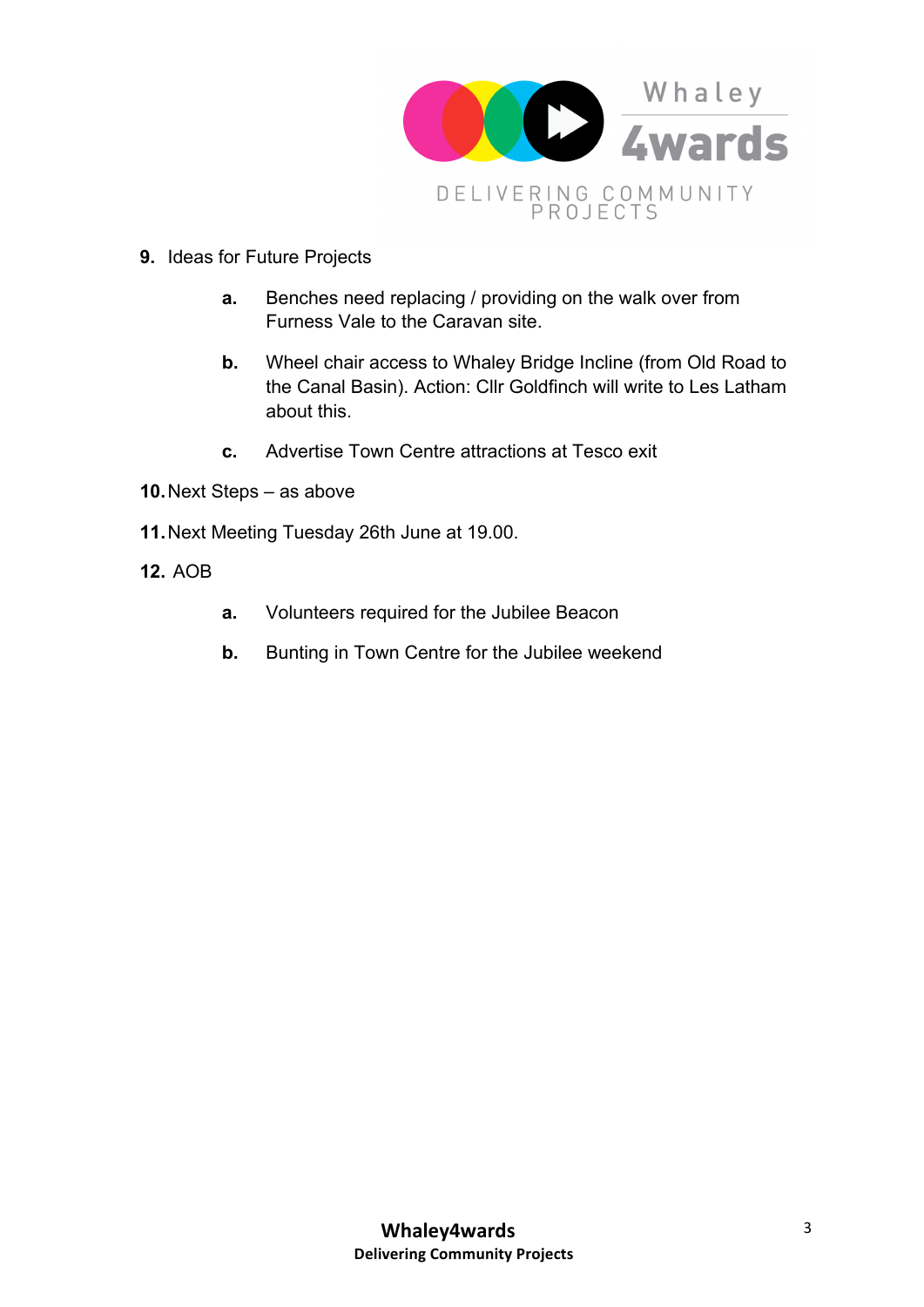9. Ideas for Future Projects

   a. Benches need replacing / providing on the walk over from Furness Vale to the Caravan site.

   b. Wheel chair access to Whaley Bridge Incline (from Old Road to the Canal Basin). Action: Cllr Goldfinch will write to Les Latham about this.

   c. Advertise Town Centre attractions at Tesco exit

10. Next Steps – as above

11. Next Meeting Tuesday 26th June at 19.00.

12. AOB

   a. Volunteers required for the Jubilee Beacon

   b. Bunting in Town Centre for the Jubilee weekend